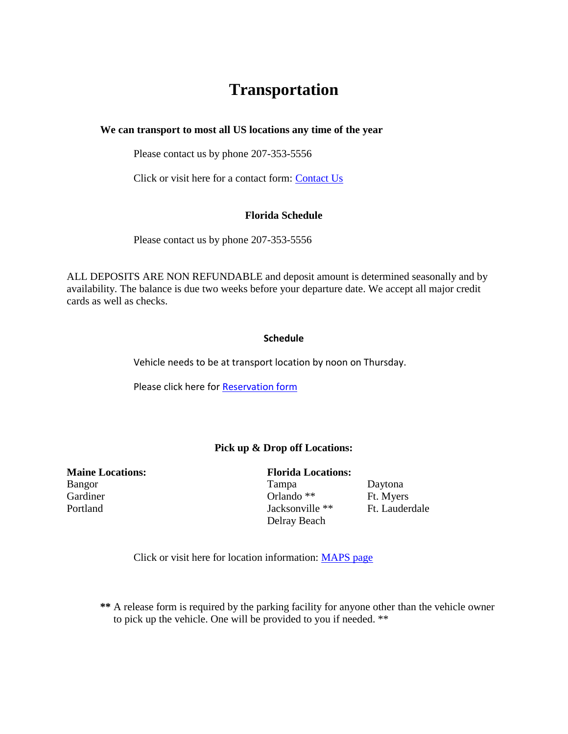# Transportation

**We can transport to most all US locations any time of the year**

Please contact us by phone 207-353-5556

Click or visit here for a contact form: [Contact Us]

### Florida Schedule

Please contact us by phone 207-353-5556

ALL DEPOSITS ARE NON REFUNDABLE and deposit amount is determined seasonally and by availability. The balance is due two weeks before your departure date. We accept all major credit cards as well as checks.

### Schedule

Vehicle needs to be at transport location by noon on Thursday.

Please click here for [Reservation form]

### Pick up & Drop off Locations:

**Maine Locations:**
Bangor
Gardiner
Portland

**Florida Locations:**
Tampa
Orlando **
Jacksonville **
Delray Beach
Daytona
Ft. Myers
Ft. Lauderdale

Click or visit here for location information: [MAPS page]

**\*\*** A release form is required by the parking facility for anyone other than the vehicle owner to pick up the vehicle. One will be provided to you if needed. **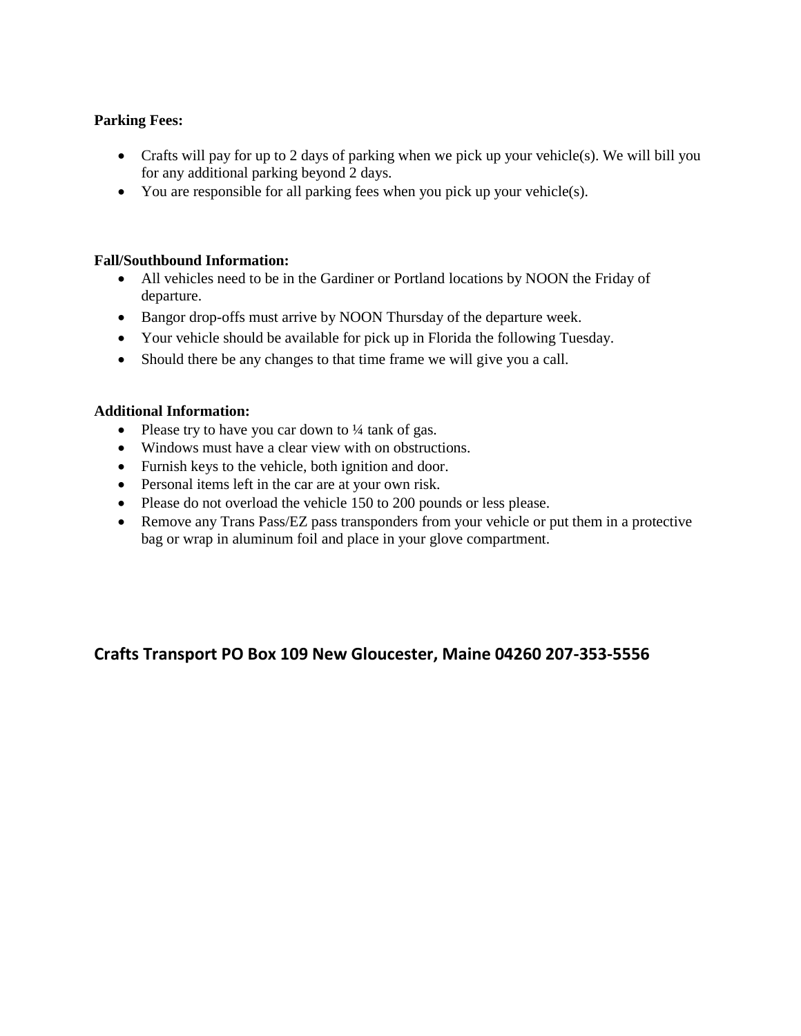**Parking Fees:**

- Crafts will pay for up to 2 days of parking when we pick up your vehicle(s). We will bill you for any additional parking beyond 2 days.
- You are responsible for all parking fees when you pick up your vehicle(s).

**Fall/Southbound Information:**

- All vehicles need to be in the Gardiner or Portland locations by NOON the Friday of departure.
- Bangor drop-offs must arrive by NOON Thursday of the departure week.
- Your vehicle should be available for pick up in Florida the following Tuesday.
- Should there be any changes to that time frame we will give you a call.

**Additional Information:**

- Please try to have you car down to ¼ tank of gas.
- Windows must have a clear view with on obstructions.
- Furnish keys to the vehicle, both ignition and door.
- Personal items left in the car are at your own risk.
- Please do not overload the vehicle 150 to 200 pounds or less please.
- Remove any Trans Pass/EZ pass transponders from your vehicle or put them in a protective bag or wrap in aluminum foil and place in your glove compartment.

**Crafts Transport PO Box 109 New Gloucester, Maine 04260 207-353-5556**